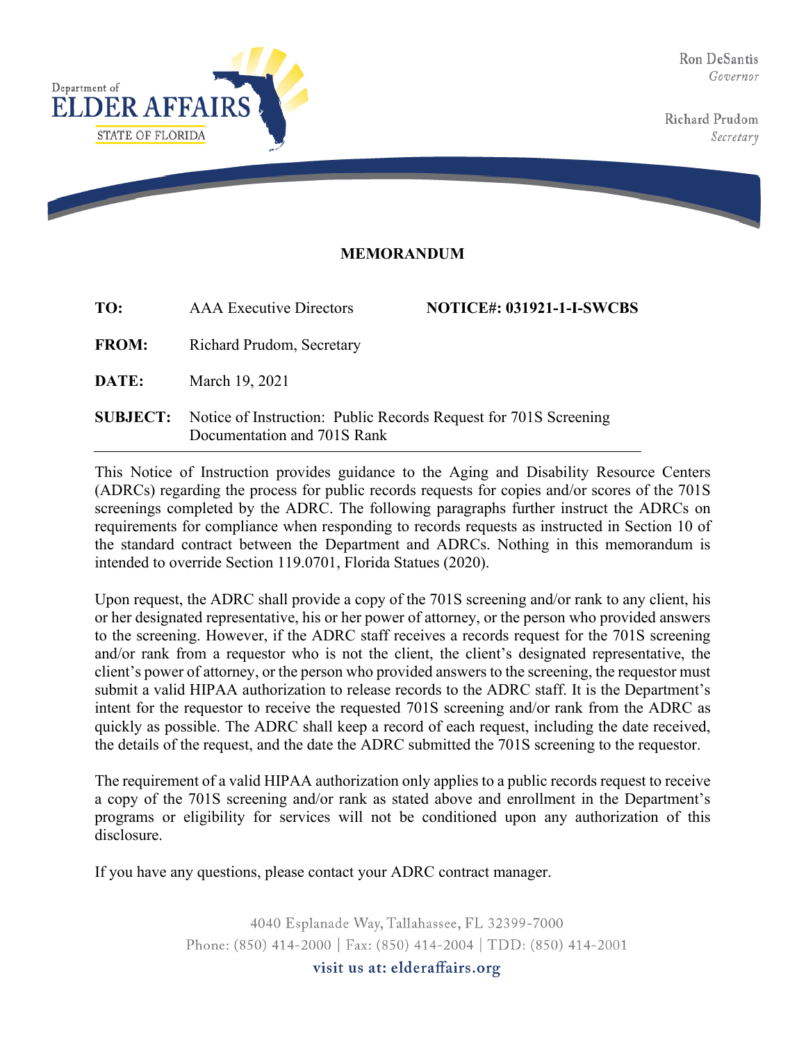Department of
ELDER AFFAIRS
STATE OF FLORIDA

Ron DeSantis
*Governor*

Richard Prudom
*Secretary*

## MEMORANDUM

**TO:** AAA Executive Directors **NOTICE#: 031921-1-I-SWCBS**

**FROM:** Richard Prudom, Secretary

**DATE:** March 19, 2021

**SUBJECT:** Notice of Instruction: Public Records Request for 701S Screening Documentation and 701S Rank

This Notice of Instruction provides guidance to the Aging and Disability Resource Centers (ADRCs) regarding the process for public records requests for copies and/or scores of the 701S screenings completed by the ADRC. The following paragraphs further instruct the ADRCs on requirements for compliance when responding to records requests as instructed in Section 10 of the standard contract between the Department and ADRCs. Nothing in this memorandum is intended to override Section 119.0701, Florida Statues (2020).

Upon request, the ADRC shall provide a copy of the 701S screening and/or rank to any client, his or her designated representative, his or her power of attorney, or the person who provided answers to the screening. However, if the ADRC staff receives a records request for the 701S screening and/or rank from a requestor who is not the client, the client's designated representative, the client's power of attorney, or the person who provided answers to the screening, the requestor must submit a valid HIPAA authorization to release records to the ADRC staff. It is the Department's intent for the requestor to receive the requested 701S screening and/or rank from the ADRC as quickly as possible. The ADRC shall keep a record of each request, including the date received, the details of the request, and the date the ADRC submitted the 701S screening to the requestor.

The requirement of a valid HIPAA authorization only applies to a public records request to receive a copy of the 701S screening and/or rank as stated above and enrollment in the Department's programs or eligibility for services will not be conditioned upon any authorization of this disclosure.

If you have any questions, please contact your ADRC contract manager.

4040 Esplanade Way, Tallahassee, FL 32399-7000
Phone: (850) 414-2000 | Fax: (850) 414-2004 | TDD: (850) 414-2001
visit us at: elderaffairs.org